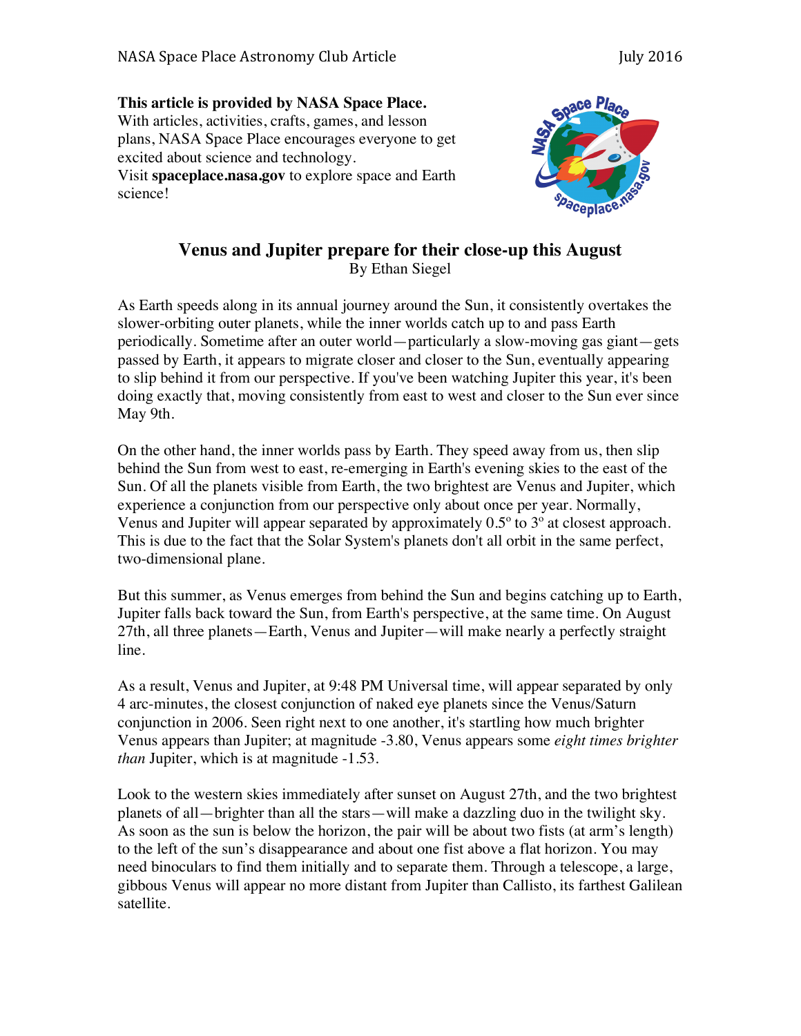**This article is provided by NASA Space Place.**
With articles, activities, crafts, games, and lesson plans, NASA Space Place encourages everyone to get excited about science and technology.
Visit **spaceplace.nasa.gov** to explore space and Earth science!

# Venus and Jupiter prepare for their close-up this August

By Ethan Siegel

As Earth speeds along in its annual journey around the Sun, it consistently overtakes the slower-orbiting outer planets, while the inner worlds catch up to and pass Earth periodically. Sometime after an outer world—particularly a slow-moving gas giant—gets passed by Earth, it appears to migrate closer and closer to the Sun, eventually appearing to slip behind it from our perspective. If you've been watching Jupiter this year, it's been doing exactly that, moving consistently from east to west and closer to the Sun ever since May 9th.

On the other hand, the inner worlds pass by Earth. They speed away from us, then slip behind the Sun from west to east, re-emerging in Earth's evening skies to the east of the Sun. Of all the planets visible from Earth, the two brightest are Venus and Jupiter, which experience a conjunction from our perspective only about once per year. Normally, Venus and Jupiter will appear separated by approximately 0.5º to 3º at closest approach. This is due to the fact that the Solar System's planets don't all orbit in the same perfect, two-dimensional plane.

But this summer, as Venus emerges from behind the Sun and begins catching up to Earth, Jupiter falls back toward the Sun, from Earth's perspective, at the same time. On August 27th, all three planets—Earth, Venus and Jupiter—will make nearly a perfectly straight line.

As a result, Venus and Jupiter, at 9:48 PM Universal time, will appear separated by only 4 arc-minutes, the closest conjunction of naked eye planets since the Venus/Saturn conjunction in 2006. Seen right next to one another, it's startling how much brighter Venus appears than Jupiter; at magnitude -3.80, Venus appears some *eight times brighter than* Jupiter, which is at magnitude -1.53.

Look to the western skies immediately after sunset on August 27th, and the two brightest planets of all—brighter than all the stars—will make a dazzling duo in the twilight sky. As soon as the sun is below the horizon, the pair will be about two fists (at arm's length) to the left of the sun's disappearance and about one fist above a flat horizon. You may need binoculars to find them initially and to separate them. Through a telescope, a large, gibbous Venus will appear no more distant from Jupiter than Callisto, its farthest Galilean satellite.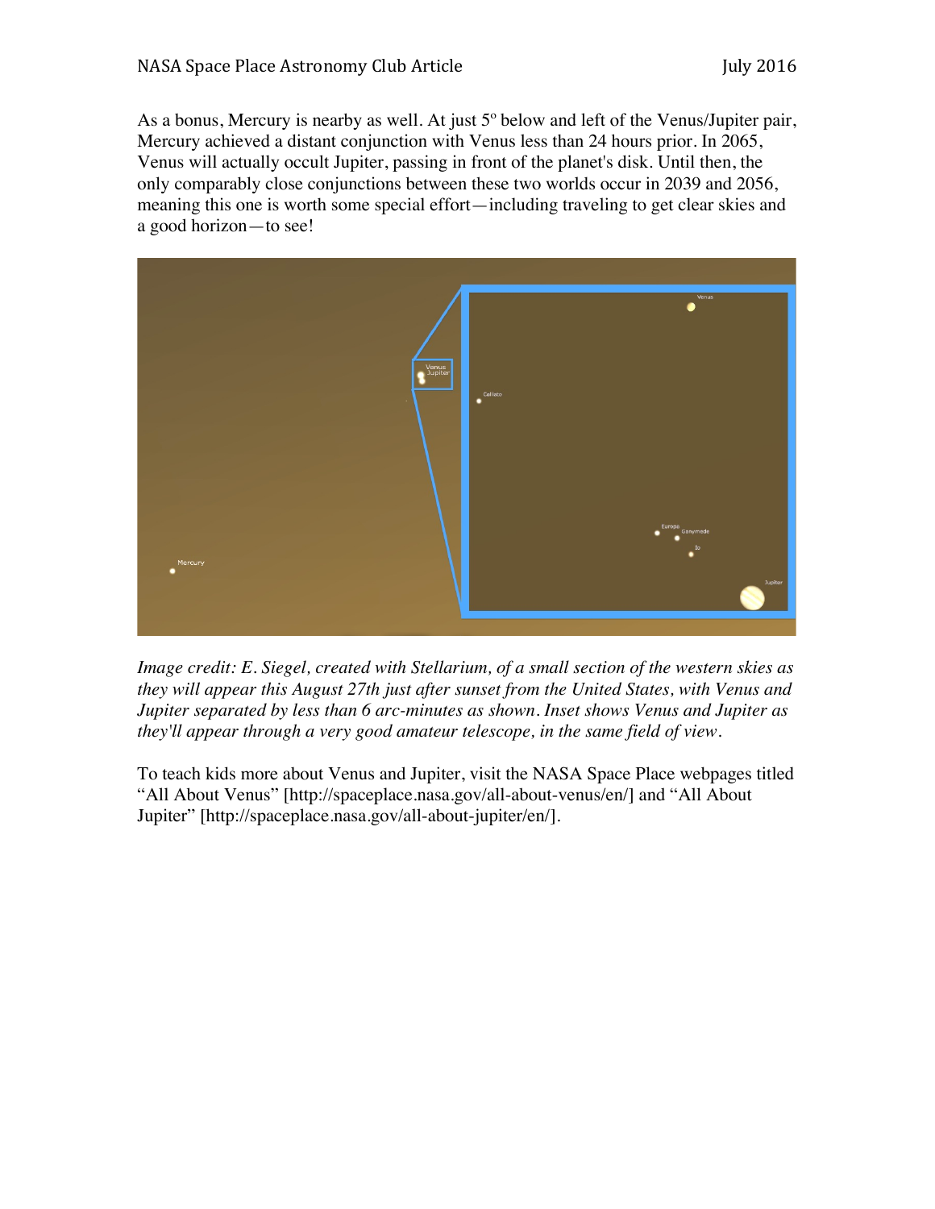As a bonus, Mercury is nearby as well. At just 5º below and left of the Venus/Jupiter pair, Mercury achieved a distant conjunction with Venus less than 24 hours prior. In 2065, Venus will actually occult Jupiter, passing in front of the planet's disk. Until then, the only comparably close conjunctions between these two worlds occur in 2039 and 2056, meaning this one is worth some special effort—including traveling to get clear skies and a good horizon—to see!

Venus
Jupiter
Venus
Callisto
Europa
Ganymede
Io
Jupiter
Mercury

*Image credit: E. Siegel, created with Stellarium, of a small section of the western skies as they will appear this August 27th just after sunset from the United States, with Venus and Jupiter separated by less than 6 arc-minutes as shown. Inset shows Venus and Jupiter as they'll appear through a very good amateur telescope, in the same field of view.*

To teach kids more about Venus and Jupiter, visit the NASA Space Place webpages titled "All About Venus" [http://spaceplace.nasa.gov/all-about-venus/en/] and "All About Jupiter" [http://spaceplace.nasa.gov/all-about-jupiter/en/].